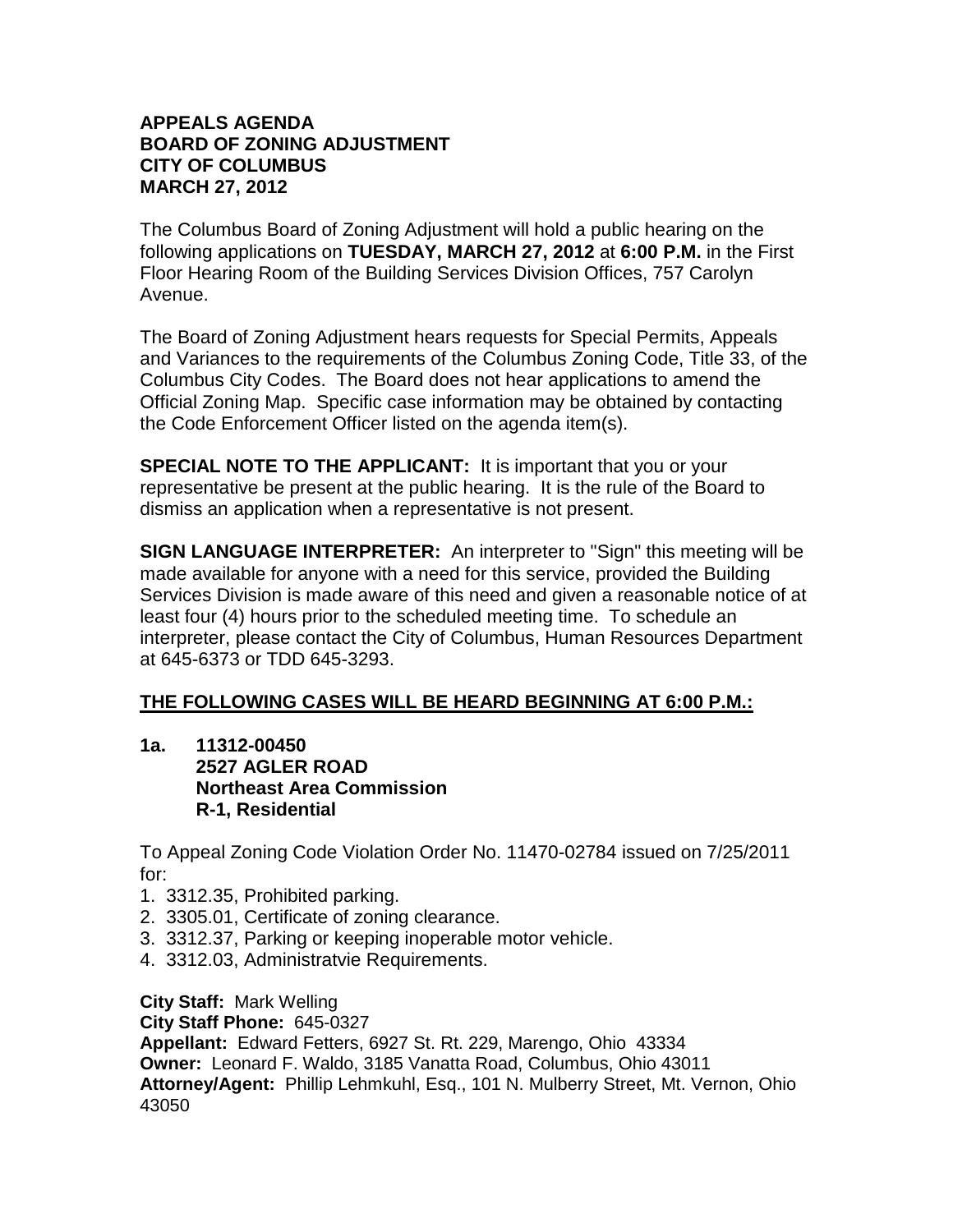**APPEALS AGENDA**
**BOARD OF ZONING ADJUSTMENT**
**CITY OF COLUMBUS**
**MARCH 27, 2012**

The Columbus Board of Zoning Adjustment will hold a public hearing on the following applications on **TUESDAY, MARCH 27, 2012** at **6:00 P.M.** in the First Floor Hearing Room of the Building Services Division Offices, 757 Carolyn Avenue.

The Board of Zoning Adjustment hears requests for Special Permits, Appeals and Variances to the requirements of the Columbus Zoning Code, Title 33, of the Columbus City Codes. The Board does not hear applications to amend the Official Zoning Map. Specific case information may be obtained by contacting the Code Enforcement Officer listed on the agenda item(s).

**SPECIAL NOTE TO THE APPLICANT:** It is important that you or your representative be present at the public hearing. It is the rule of the Board to dismiss an application when a representative is not present.

**SIGN LANGUAGE INTERPRETER:** An interpreter to "Sign" this meeting will be made available for anyone with a need for this service, provided the Building Services Division is made aware of this need and given a reasonable notice of at least four (4) hours prior to the scheduled meeting time. To schedule an interpreter, please contact the City of Columbus, Human Resources Department at 645-6373 or TDD 645-3293.

**<u>THE FOLLOWING CASES WILL BE HEARD BEGINNING AT 6:00 P.M.:</u>**

**1a. 11312-00450**
**2527 AGLER ROAD**
**Northeast Area Commission**
**R-1, Residential**

To Appeal Zoning Code Violation Order No. 11470-02784 issued on 7/25/2011 for:

1. 3312.35, Prohibited parking.
2. 3305.01, Certificate of zoning clearance.
3. 3312.37, Parking or keeping inoperable motor vehicle.
4. 3312.03, Administratvie Requirements.

**City Staff:** Mark Welling
**City Staff Phone:** 645-0327
**Appellant:** Edward Fetters, 6927 St. Rt. 229, Marengo, Ohio 43334
**Owner:** Leonard F. Waldo, 3185 Vanatta Road, Columbus, Ohio 43011
**Attorney/Agent:** Phillip Lehmkuhl, Esq., 101 N. Mulberry Street, Mt. Vernon, Ohio 43050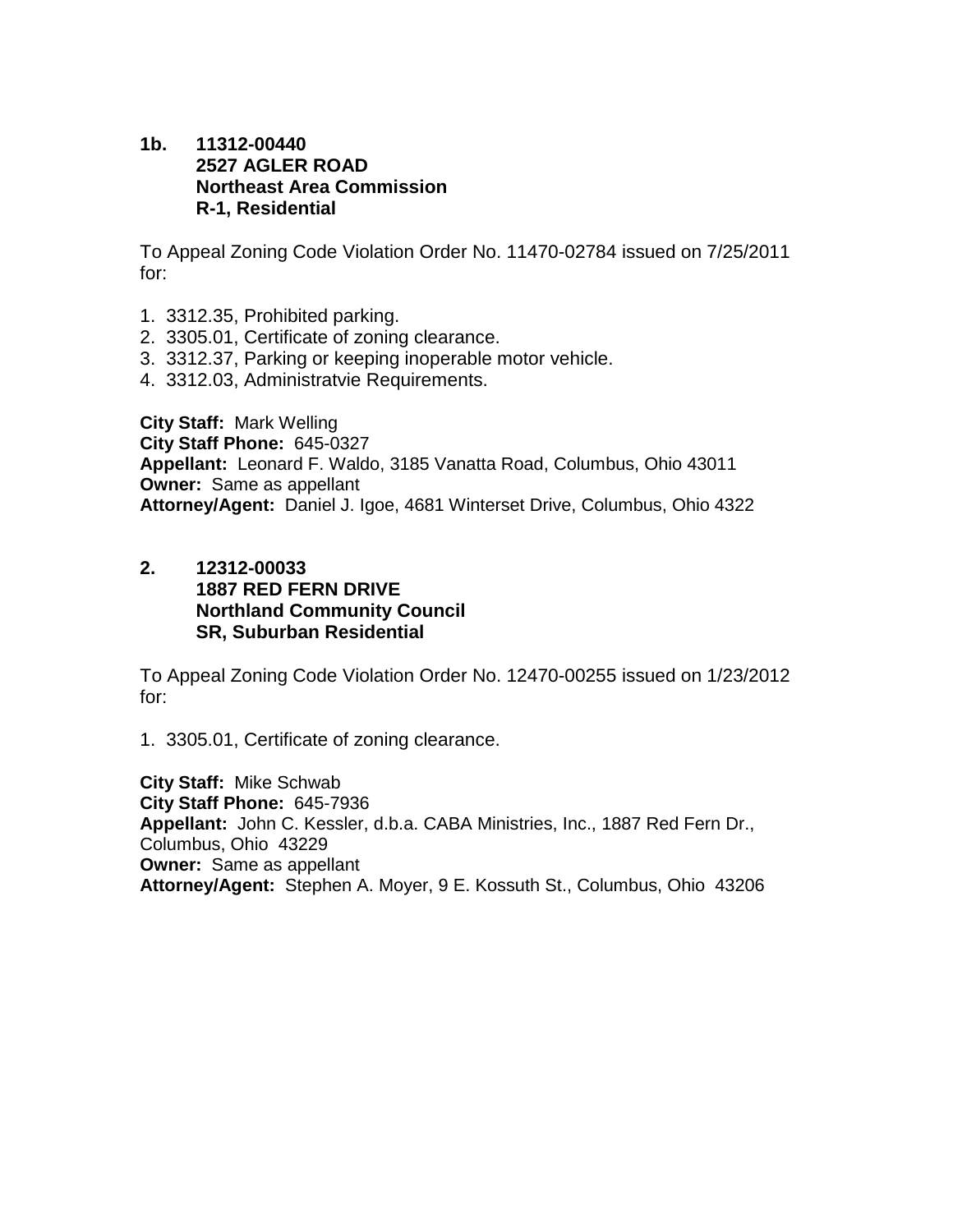**1b. 11312-00440**
**2527 AGLER ROAD**
**Northeast Area Commission**
**R-1, Residential**

To Appeal Zoning Code Violation Order No. 11470-02784 issued on 7/25/2011 for:

1. 3312.35, Prohibited parking.
2. 3305.01, Certificate of zoning clearance.
3. 3312.37, Parking or keeping inoperable motor vehicle.
4. 3312.03, Administratvie Requirements.

**City Staff:** Mark Welling
**City Staff Phone:** 645-0327
**Appellant:** Leonard F. Waldo, 3185 Vanatta Road, Columbus, Ohio 43011
**Owner:** Same as appellant
**Attorney/Agent:** Daniel J. Igoe, 4681 Winterset Drive, Columbus, Ohio 4322

**2. 12312-00033**
**1887 RED FERN DRIVE**
**Northland Community Council**
**SR, Suburban Residential**

To Appeal Zoning Code Violation Order No. 12470-00255 issued on 1/23/2012 for:

1. 3305.01, Certificate of zoning clearance.

**City Staff:** Mike Schwab
**City Staff Phone:** 645-7936
**Appellant:** John C. Kessler, d.b.a. CABA Ministries, Inc., 1887 Red Fern Dr., Columbus, Ohio 43229
**Owner:** Same as appellant
**Attorney/Agent:** Stephen A. Moyer, 9 E. Kossuth St., Columbus, Ohio 43206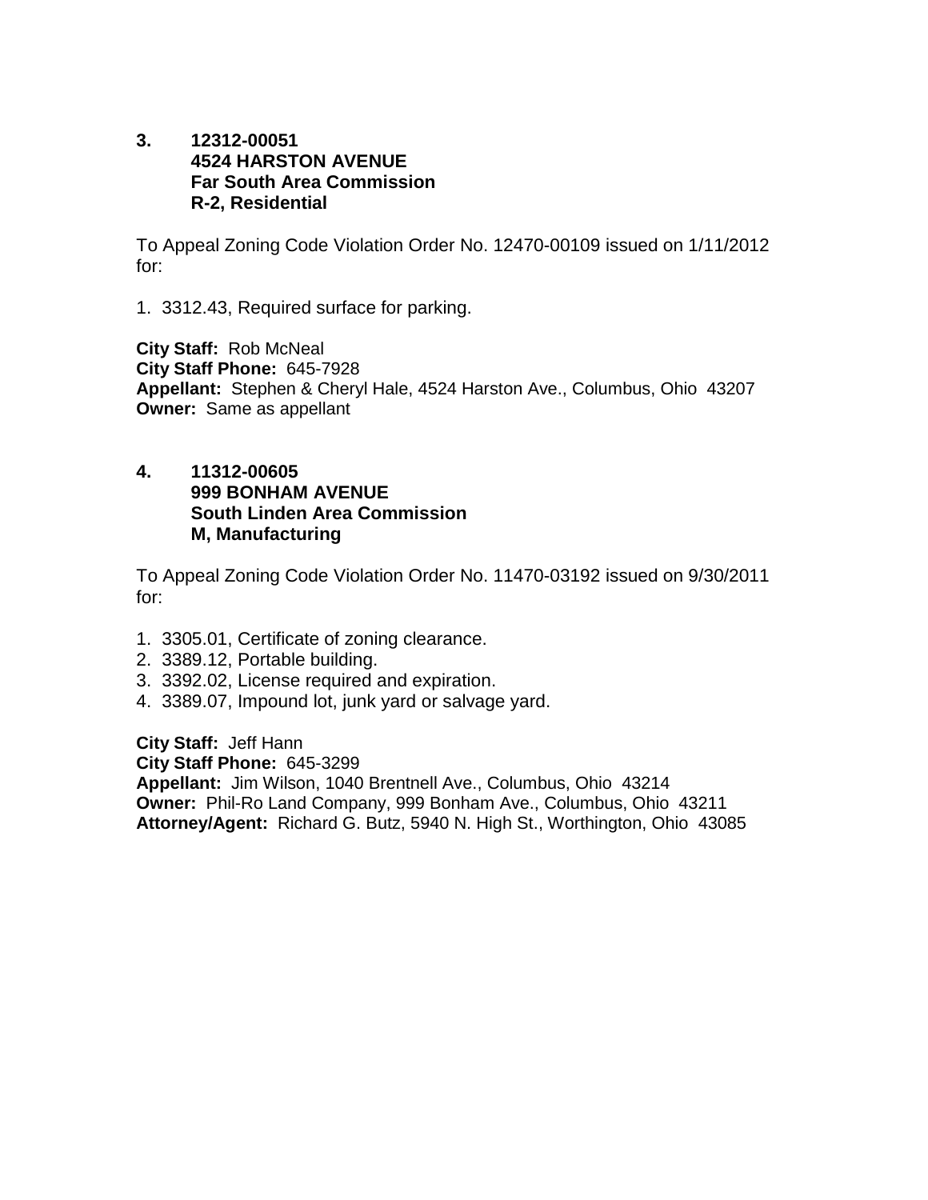**3. 12312-00051**
**4524 HARSTON AVENUE**
**Far South Area Commission**
**R-2, Residential**

To Appeal Zoning Code Violation Order No. 12470-00109 issued on 1/11/2012 for:

1. 3312.43, Required surface for parking.

**City Staff:** Rob McNeal
**City Staff Phone:** 645-7928
**Appellant:** Stephen & Cheryl Hale, 4524 Harston Ave., Columbus, Ohio 43207
**Owner:** Same as appellant

**4. 11312-00605**
**999 BONHAM AVENUE**
**South Linden Area Commission**
**M, Manufacturing**

To Appeal Zoning Code Violation Order No. 11470-03192 issued on 9/30/2011 for:

1. 3305.01, Certificate of zoning clearance.
2. 3389.12, Portable building.
3. 3392.02, License required and expiration.
4. 3389.07, Impound lot, junk yard or salvage yard.

**City Staff:** Jeff Hann
**City Staff Phone:** 645-3299
**Appellant:** Jim Wilson, 1040 Brentnell Ave., Columbus, Ohio 43214
**Owner:** Phil-Ro Land Company, 999 Bonham Ave., Columbus, Ohio 43211
**Attorney/Agent:** Richard G. Butz, 5940 N. High St., Worthington, Ohio 43085